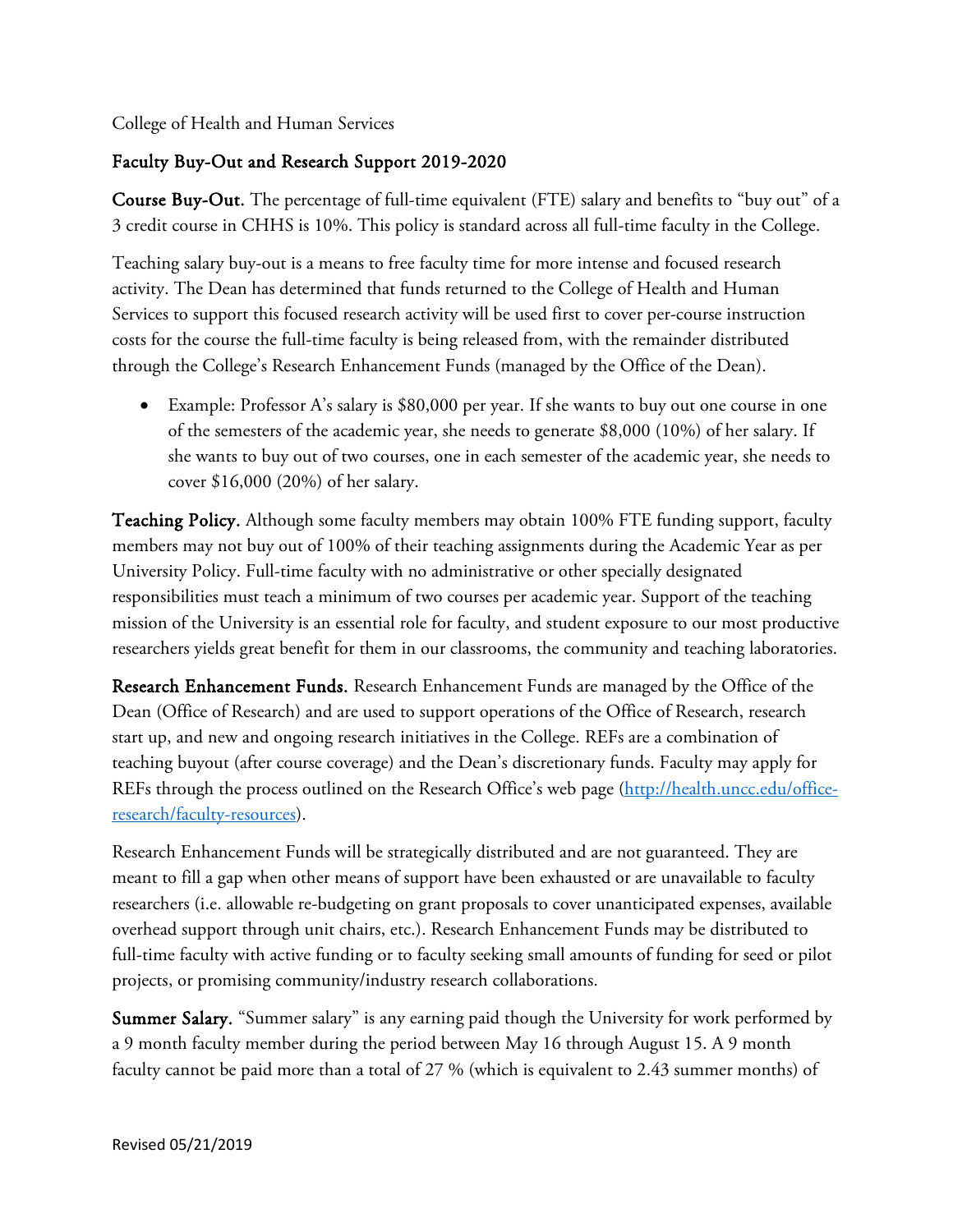College of Health and Human Services

## Faculty Buy-Out and Research Support 2019-2020

**Course Buy-Out.** The percentage of full-time equivalent (FTE) salary and benefits to "buy out" of a 3 credit course in CHHS is 10%. This policy is standard across all full-time faculty in the College.

Teaching salary buy-out is a means to free faculty time for more intense and focused research activity. The Dean has determined that funds returned to the College of Health and Human Services to support this focused research activity will be used first to cover per-course instruction costs for the course the full-time faculty is being released from, with the remainder distributed through the College's Research Enhancement Funds (managed by the Office of the Dean).

- Example: Professor A's salary is $80,000 per year. If she wants to buy out one course in one of the semesters of the academic year, she needs to generate $8,000 (10%) of her salary. If she wants to buy out of two courses, one in each semester of the academic year, she needs to cover $16,000 (20%) of her salary.

**Teaching Policy.** Although some faculty members may obtain 100% FTE funding support, faculty members may not buy out of 100% of their teaching assignments during the Academic Year as per University Policy. Full-time faculty with no administrative or other specially designated responsibilities must teach a minimum of two courses per academic year. Support of the teaching mission of the University is an essential role for faculty, and student exposure to our most productive researchers yields great benefit for them in our classrooms, the community and teaching laboratories.

**Research Enhancement Funds.** Research Enhancement Funds are managed by the Office of the Dean (Office of Research) and are used to support operations of the Office of Research, research start up, and new and ongoing research initiatives in the College. REFs are a combination of teaching buyout (after course coverage) and the Dean's discretionary funds. Faculty may apply for REFs through the process outlined on the Research Office's web page (http://health.uncc.edu/office-research/faculty-resources).

Research Enhancement Funds will be strategically distributed and are not guaranteed. They are meant to fill a gap when other means of support have been exhausted or are unavailable to faculty researchers (i.e. allowable re-budgeting on grant proposals to cover unanticipated expenses, available overhead support through unit chairs, etc.). Research Enhancement Funds may be distributed to full-time faculty with active funding or to faculty seeking small amounts of funding for seed or pilot projects, or promising community/industry research collaborations.

**Summer Salary.** "Summer salary" is any earning paid though the University for work performed by a 9 month faculty member during the period between May 16 through August 15. A 9 month faculty cannot be paid more than a total of 27 % (which is equivalent to 2.43 summer months) of

Revised 05/21/2019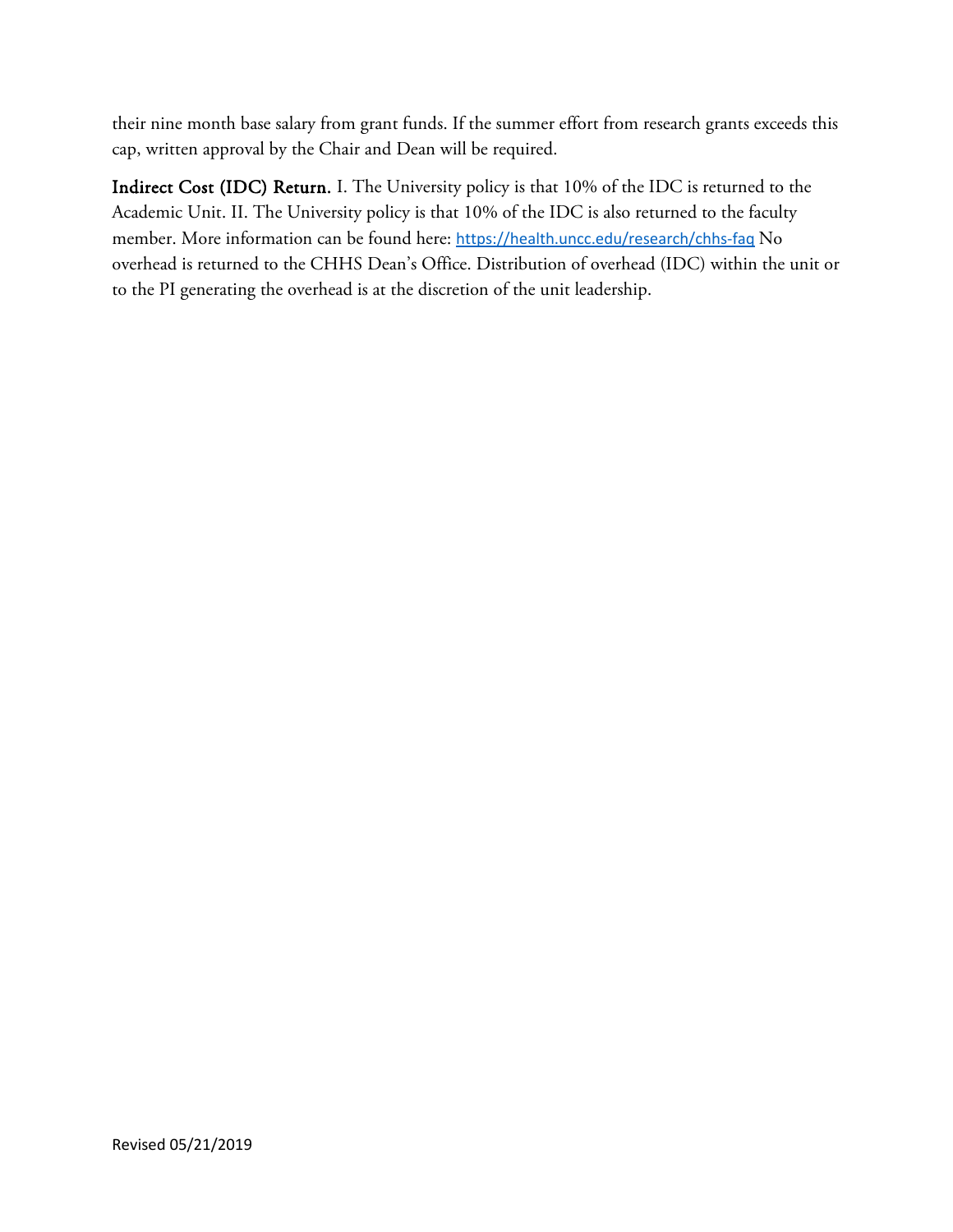their nine month base salary from grant funds. If the summer effort from research grants exceeds this cap, written approval by the Chair and Dean will be required.

**Indirect Cost (IDC) Return.** I. The University policy is that 10% of the IDC is returned to the Academic Unit. II. The University policy is that 10% of the IDC is also returned to the faculty member. More information can be found here: [https://health.uncc.edu/research/chhs-faq](https://health.uncc.edu/research/chhs-faq) No overhead is returned to the CHHS Dean's Office. Distribution of overhead (IDC) within the unit or to the PI generating the overhead is at the discretion of the unit leadership.

Revised 05/21/2019